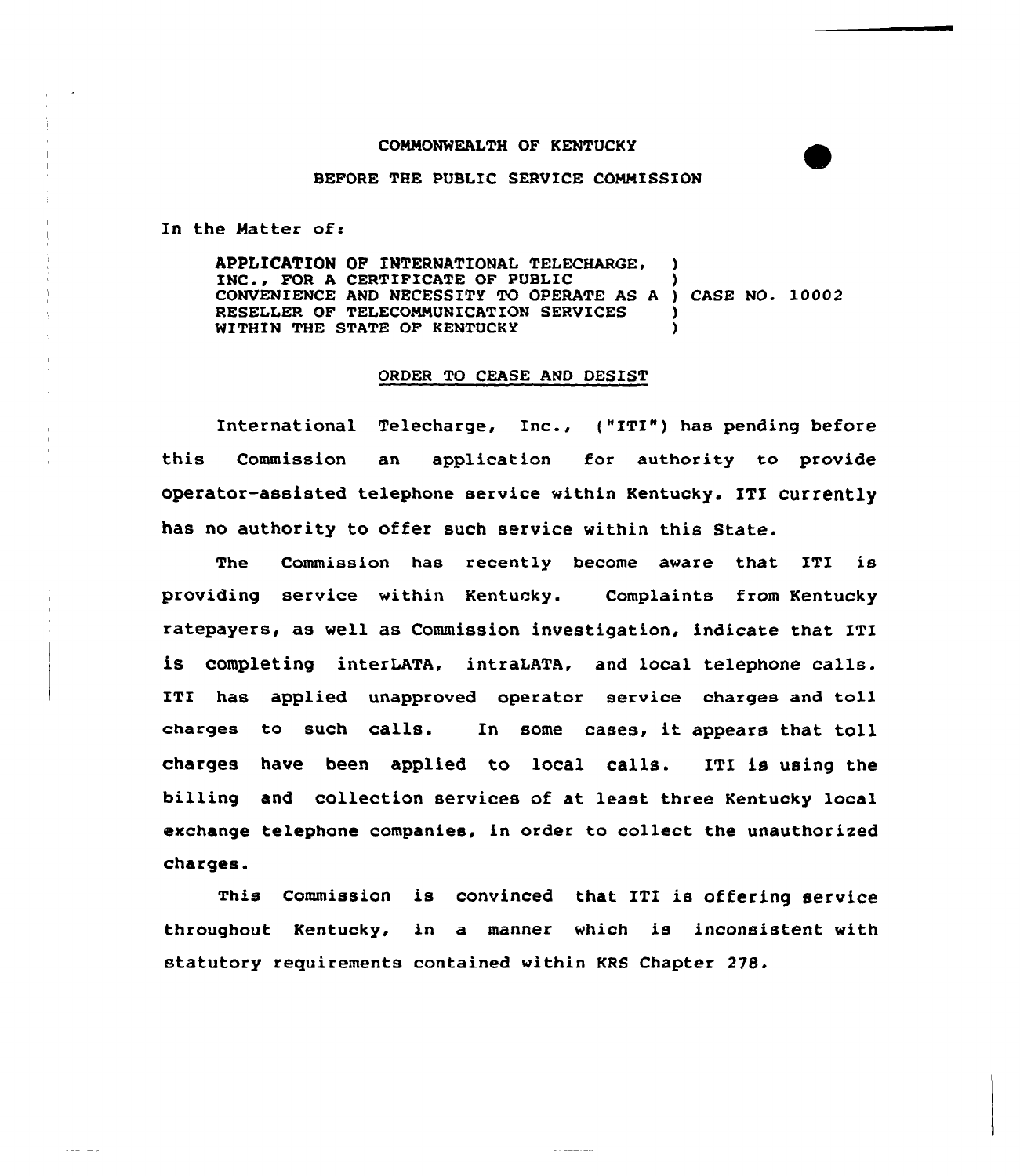COMMONWEALTH OF KENTUCKY

BEFORE THE PUBLIC SERVICE COMMISSION

In the Matter of:

APPLICATION OF INTERNATIONAL TELECHARGE, INC., FOR A CERTIFICATE OF PUBLIC CONVENIENCE AND NECESSITY TO OPERATE AS A RESELLER OF TELECOMMUNICATION SERVICES WITHIN THE STATE OF KENTUCKY ) CASE NO. 10002

ORDER TO CEASE AND DESIST

International Telecharge, Inc., ("ITI") has pending before this Commission an application for authority to provide operator-assisted telephone service within Kentucky. ITI currently has no authority to offer such service within this State.

The Commission has recently become aware that ITI is providing service within Kentucky. Complaints from Kentucky ratepayers, as well as Commission investigation, indicate that ITI is completing interLATA, intraLATA, and local telephone calls. ITI has applied unapproved operator service charges and toll charges to such calls. In some cases, it appears that toll charges have been applied to local calls. ITI is using the billing and collection services of at least three Kentucky local exchange telephone companies, in order to collect the unauthorized charges.

This Commission is convinced that ITI is offering service throughout Kentucky, in a manner which is inconsistent with statutory requirements contained within KRS Chapter 278.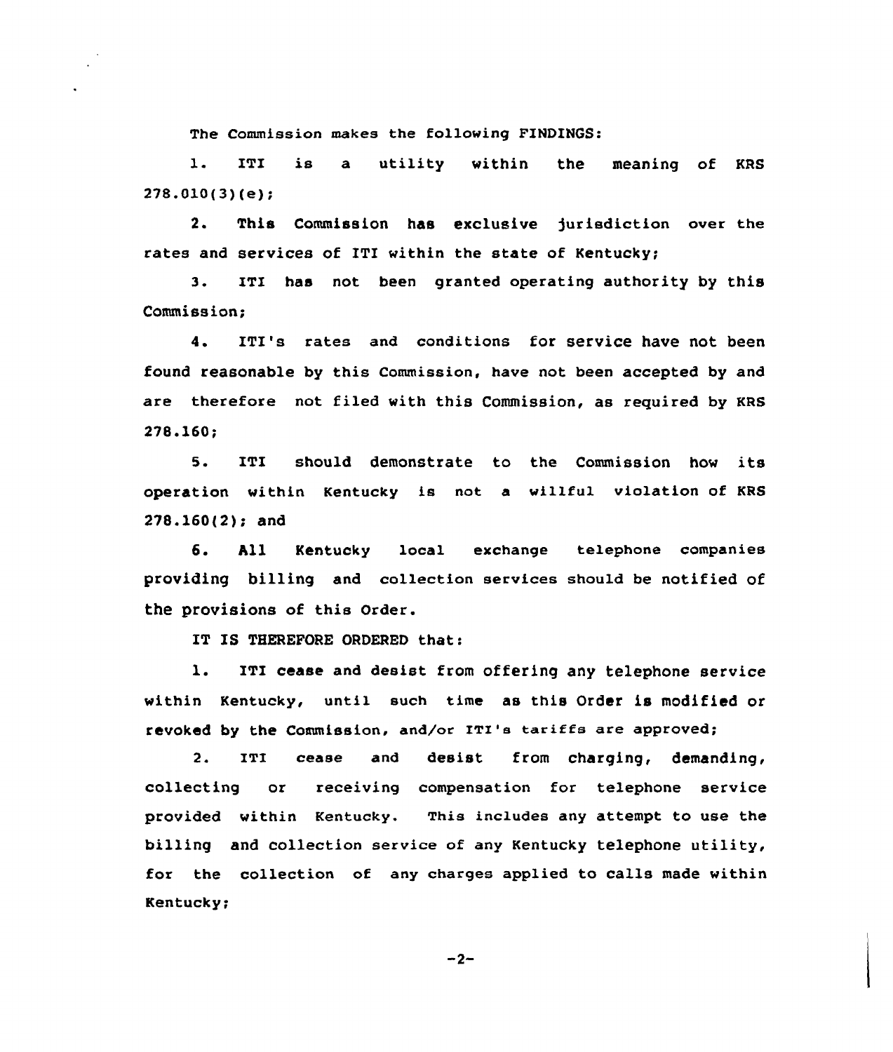The Commission makes the following FINDINGS:

1. ITI is a utility within the meaning of KRS 278.010(3)(e);

2. This Commission has exclusive jurisdiction over the rates and services of ITI within the state of Kentucky;

3. ITI has not been granted operating authority by this Commission;

4. ITI's rates and conditions for service have not been found reasonable by this Commission, have not been accepted by and are therefore not filed with this Commission, as required by KRS 278.160;

5. ITI should demonstrate to the Commission how its operation within Kentucky is not a willful violation of KRS 278.160(2); and

6. All Kentucky local exchange telephone companies providing billing and collection services should be notified of the provisions of this Order.

IT IS THEREFORE ORDERED that:

1. ITI cease and desist from offering any telephone service within Kentucky, until such time as this Order is modified or revoked by the Commission, and/or ITI's tariffs are approved;

2. ITI cease and desist from charging, demanding, collecting or receiving compensation for telephone service provided within Kentucky. This includes any attempt to use the billing and collection service of any Kentucky telephone utility, for the collection of any charges applied to calls made within Kentucky;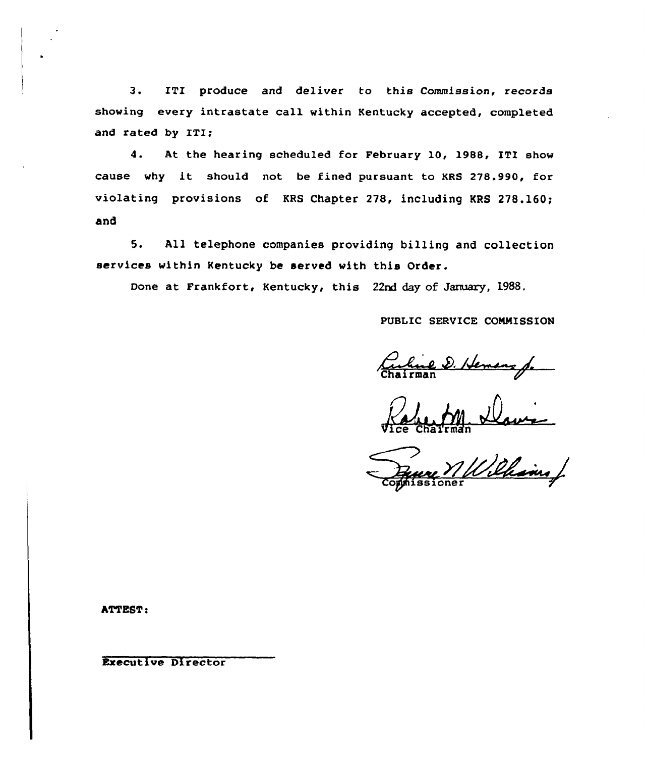3. ITI produce and deliver to this Commission, records showing every intrastate call within Kentucky accepted, completed and rated by ITI;

4. At the hearing scheduled for February 10, 1988, ITI show cause why it should not be fined pursuant to KRS 278.990, for violating provisions of KRS Chapter 278, including KRS 278.160; and

5. All telephone companies providing billing and collection services within Kentucky be served with this Order.

Done at Frankfort, Kentucky, this 22nd day of January, 1988.

PUBLIC SERVICE COMMISSION

Chairman

Vice Chairman

Commissioner

ATTEST:

Executive Director